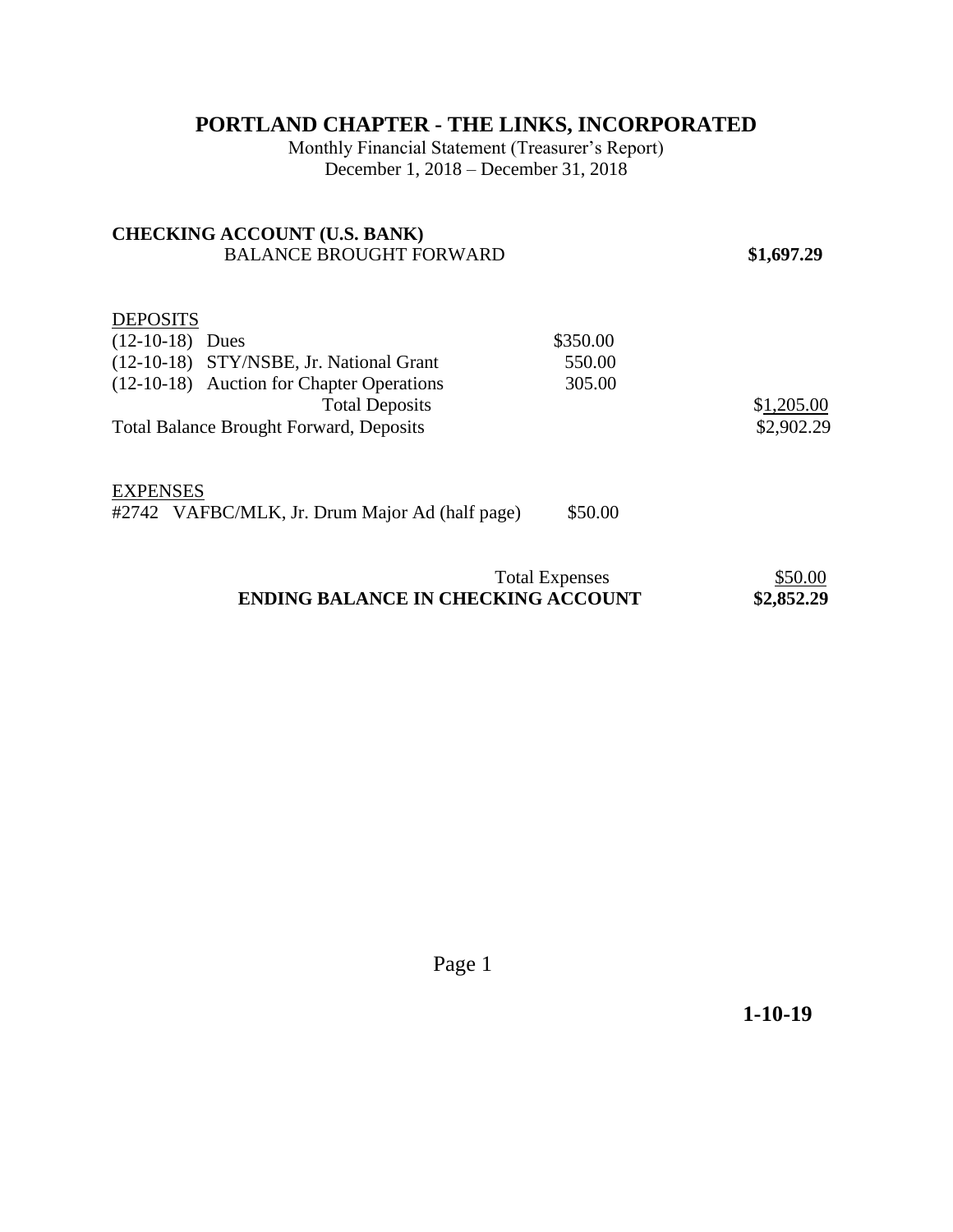# PORTLAND CHAPTER - THE LINKS, INCORPORATED

Monthly Financial Statement (Treasurer's Report)
December 1, 2018 – December 31, 2018

**CHECKING ACCOUNT (U.S. BANK)**

| | | |
|---|---|---|
| BALANCE BROUGHT FORWARD | | **$1,697.29** |
| DEPOSITS | | |
| (12-10-18) Dues | $350.00 | |
| (12-10-18) STY/NSBE, Jr. National Grant | 550.00 | |
| (12-10-18) Auction for Chapter Operations | 305.00 | |
| Total Deposits | | $1,205.00 |
| Total Balance Brought Forward, Deposits | | $2,902.29 |
| EXPENSES | | |
| #2742 VAFBC/MLK, Jr. Drum Major Ad (half page) | $50.00 | |
| Total Expenses | | $50.00 |
| **ENDING BALANCE IN CHECKING ACCOUNT** | | **$2,852.29** |

**1-10-19**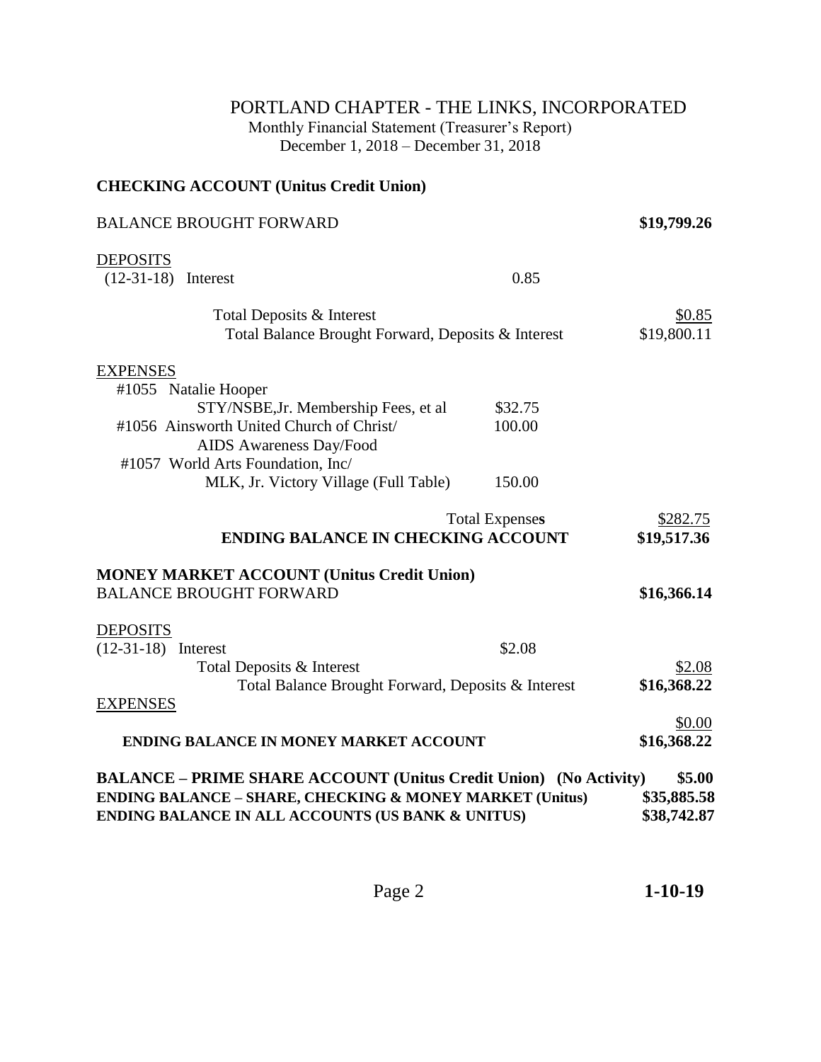# PORTLAND CHAPTER - THE LINKS, INCORPORATED

Monthly Financial Statement (Treasurer's Report)
December 1, 2018 – December 31, 2018

## CHECKING ACCOUNT (Unitus Credit Union)

| | | |
|---|---|---|
| BALANCE BROUGHT FORWARD | | **$19,799.26** |
| DEPOSITS | | |
| (12-31-18) Interest | 0.85 | |
| Total Deposits & Interest | | $0.85 |
| Total Balance Brought Forward, Deposits & Interest | | $19,800.11 |
| EXPENSES | | |
| #1055 Natalie Hooper STY/NSBE,Jr. Membership Fees, et al | $32.75 | |
| #1056 Ainsworth United Church of Christ/ AIDS Awareness Day/Food | 100.00 | |
| #1057 World Arts Foundation, Inc/ MLK, Jr. Victory Village (Full Table) | 150.00 | |
| Total Expenses | | $282.75 |
| **ENDING BALANCE IN CHECKING ACCOUNT** | | **$19,517.36** |

## MONEY MARKET ACCOUNT (Unitus Credit Union)

| | | |
|---|---|---|
| BALANCE BROUGHT FORWARD | | **$16,366.14** |
| DEPOSITS | | |
| (12-31-18) Interest | $2.08 | |
| Total Deposits & Interest | | $2.08 |
| Total Balance Brought Forward, Deposits & Interest | | **$16,368.22** |
| EXPENSES | | $0.00 |
| **ENDING BALANCE IN MONEY MARKET ACCOUNT** | | **$16,368.22** |

| | |
|---|---|
| **BALANCE – PRIME SHARE ACCOUNT (Unitus Credit Union) (No Activity)** | **$5.00** |
| **ENDING BALANCE – SHARE, CHECKING & MONEY MARKET (Unitus)** | **$35,885.58** |
| **ENDING BALANCE IN ALL ACCOUNTS (US BANK & UNITUS)** | **$38,742.87** |

**1-10-19**